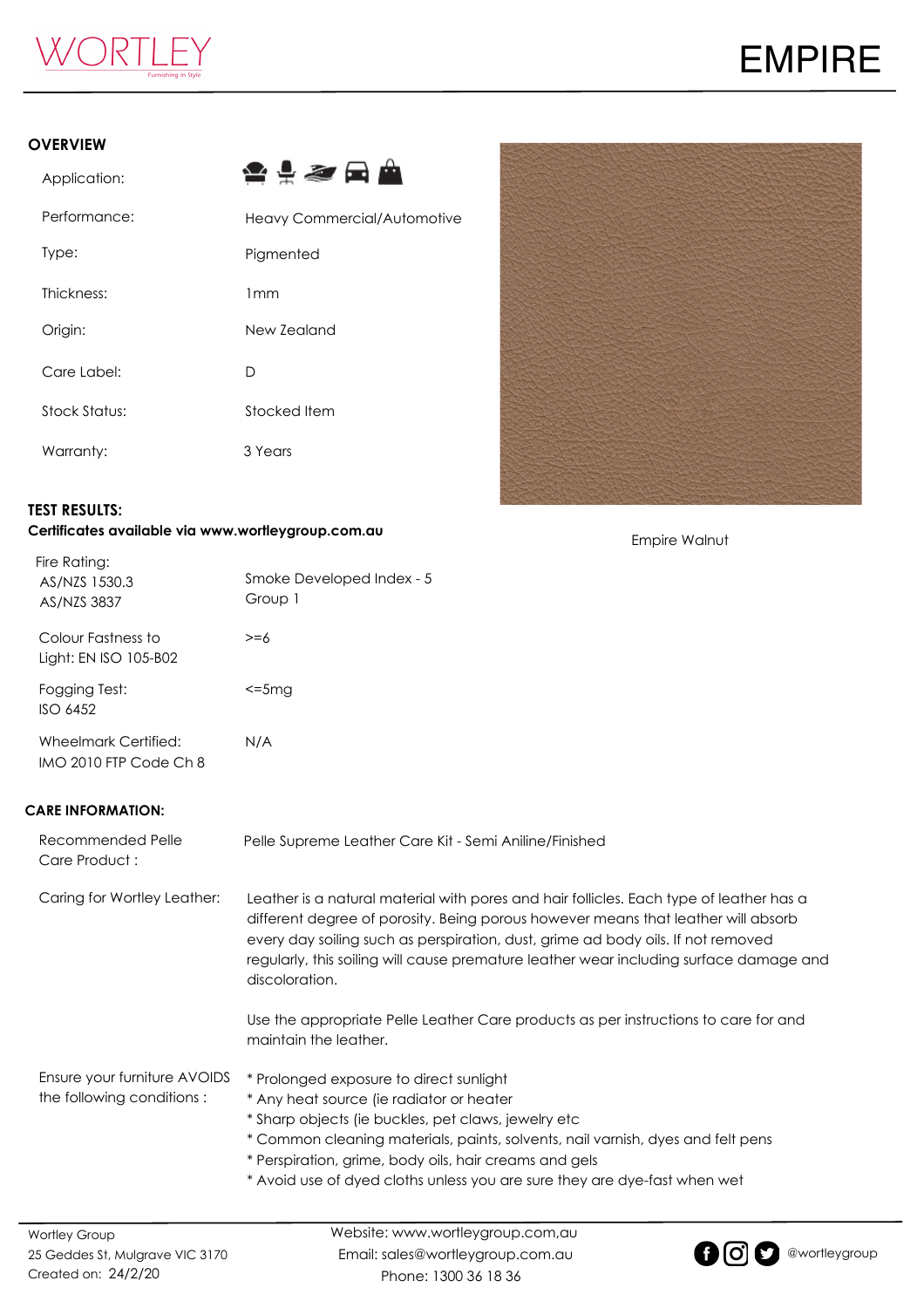WORTLEY
Furnishing in Style

# EMPIRE

## OVERVIEW

| | |
|---|---|
| Application: | |
| Performance: | Heavy Commercial/Automotive |
| Type: | Pigmented |
| Thickness: | 1mm |
| Origin: | New Zealand |
| Care Label: | D |
| Stock Status: | Stocked Item |
| Warranty: | 3 Years |

Empire Walnut

## TEST RESULTS:

**Certificates available via www.wortleygroup.com.au**

| | |
|---|---|
| Fire Rating: AS/NZS 1530.3 AS/NZS 3837 | Smoke Developed Index - 5 Group 1 |
| Colour Fastness to Light: EN ISO 105-B02 | >=6 |
| Fogging Test: ISO 6452 | <=5mg |
| Wheelmark Certified: IMO 2010 FTP Code Ch 8 | N/A |

## CARE INFORMATION:

**Recommended Pelle Care Product :** Pelle Supreme Leather Care Kit - Semi Aniline/Finished

**Caring for Wortley Leather:**

Leather is a natural material with pores and hair follicles. Each type of leather has a different degree of porosity. Being porous however means that leather will absorb every day soiling such as perspiration, dust, grime ad body oils. If not removed regularly, this soiling will cause premature leather wear including surface damage and discoloration.

Use the appropriate Pelle Leather Care products as per instructions to care for and maintain the leather.

**Ensure your furniture AVOIDS the following conditions :**

* Prolonged exposure to direct sunlight
* Any heat source (ie radiator or heater
* Sharp objects (ie buckles, pet claws, jewelry etc
* Common cleaning materials, paints, solvents, nail varnish, dyes and felt pens
* Perspiration, grime, body oils, hair creams and gels
* Avoid use of dyed cloths unless you are sure they are dye-fast when wet

Wortley Group
25 Geddes St, Mulgrave VIC 3170
Created on: 24/2/20

Website: www.wortleygroup.com,au
Email: sales@wortleygroup.com.au
Phone: 1300 36 18 36

@wortleygroup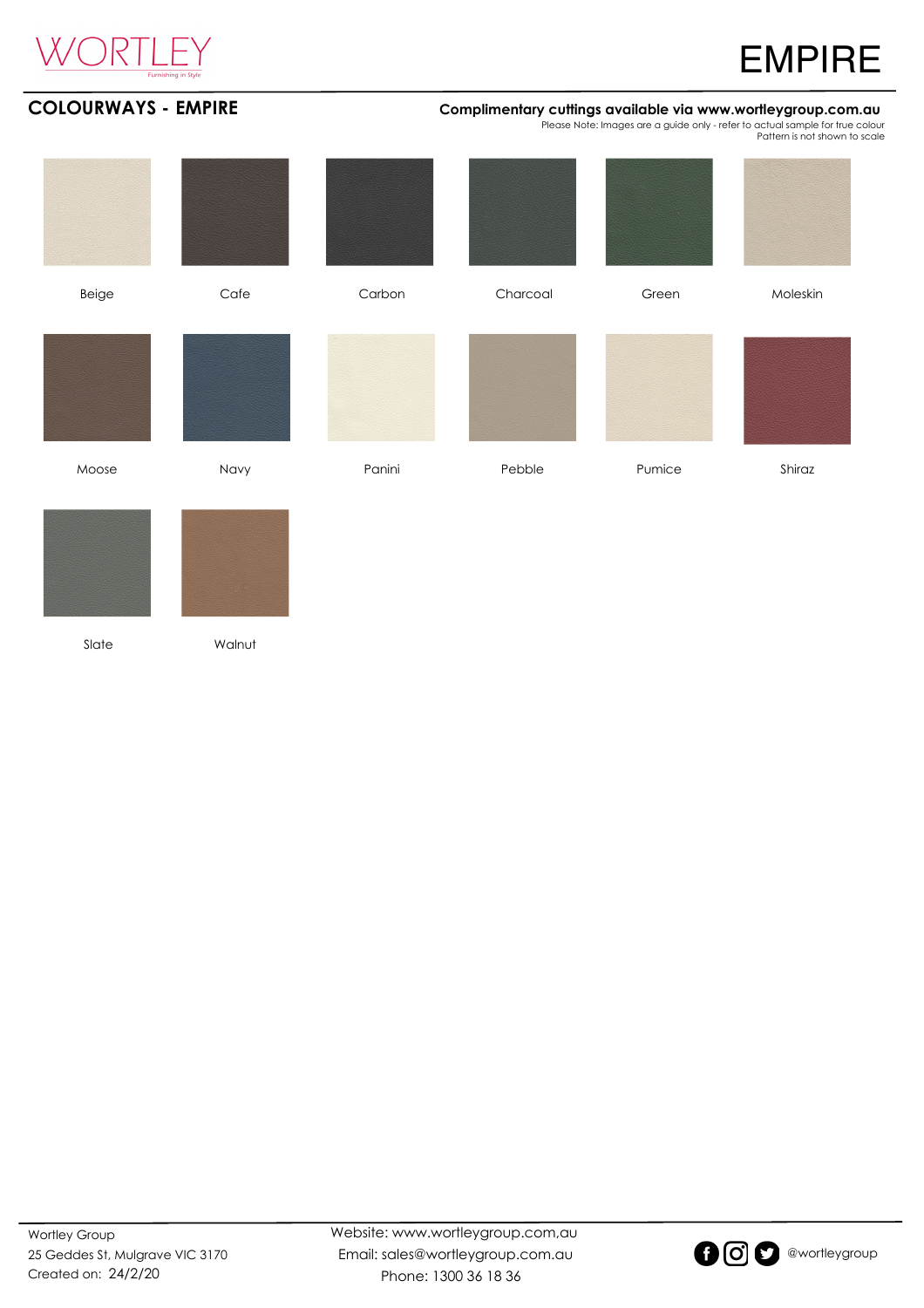WORTLEY

Furnishing in Style

# EMPIRE

## COLOURWAYS - EMPIRE

**Complimentary cuttings available via www.wortleygroup.com.au**

Please Note: Images are a guide only - refer to actual sample for true colour
Pattern is not shown to scale

Beige

Cafe

Carbon

Charcoal

Green

Moleskin

Moose

Navy

Panini

Pebble

Pumice

Shiraz

Slate

Walnut

Wortley Group
25 Geddes St, Mulgrave VIC 3170
Created on: 24/2/20

Website: www.wortleygroup.com,au
Email: sales@wortleygroup.com.au
Phone: 1300 36 18 36

@wortleygroup